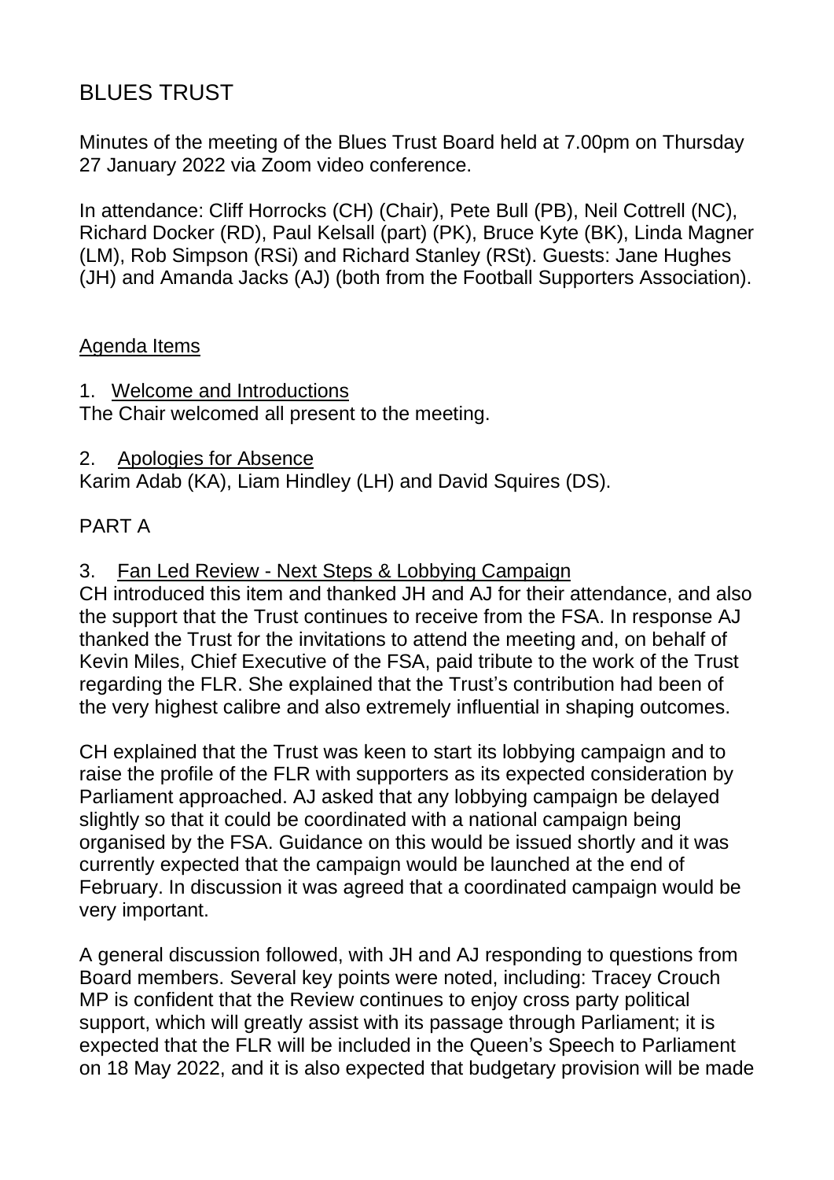# BLUES TRUST

Minutes of the meeting of the Blues Trust Board held at 7.00pm on Thursday 27 January 2022 via Zoom video conference.

In attendance: Cliff Horrocks (CH) (Chair), Pete Bull (PB), Neil Cottrell (NC), Richard Docker (RD), Paul Kelsall (part) (PK), Bruce Kyte (BK), Linda Magner (LM), Rob Simpson (RSi) and Richard Stanley (RSt). Guests: Jane Hughes (JH) and Amanda Jacks (AJ) (both from the Football Supporters Association).

## Agenda Items

1. Welcome and Introductions

The Chair welcomed all present to the meeting.

2. Apologies for Absence

Karim Adab (KA), Liam Hindley (LH) and David Squires (DS).

## PART A

3. Fan Led Review - Next Steps & Lobbying Campaign

CH introduced this item and thanked JH and AJ for their attendance, and also the support that the Trust continues to receive from the FSA. In response AJ thanked the Trust for the invitations to attend the meeting and, on behalf of Kevin Miles, Chief Executive of the FSA, paid tribute to the work of the Trust regarding the FLR. She explained that the Trust's contribution had been of the very highest calibre and also extremely influential in shaping outcomes.

CH explained that the Trust was keen to start its lobbying campaign and to raise the profile of the FLR with supporters as its expected consideration by Parliament approached. AJ asked that any lobbying campaign be delayed slightly so that it could be coordinated with a national campaign being organised by the FSA. Guidance on this would be issued shortly and it was currently expected that the campaign would be launched at the end of February. In discussion it was agreed that a coordinated campaign would be very important.

A general discussion followed, with JH and AJ responding to questions from Board members. Several key points were noted, including: Tracey Crouch MP is confident that the Review continues to enjoy cross party political support, which will greatly assist with its passage through Parliament; it is expected that the FLR will be included in the Queen's Speech to Parliament on 18 May 2022, and it is also expected that budgetary provision will be made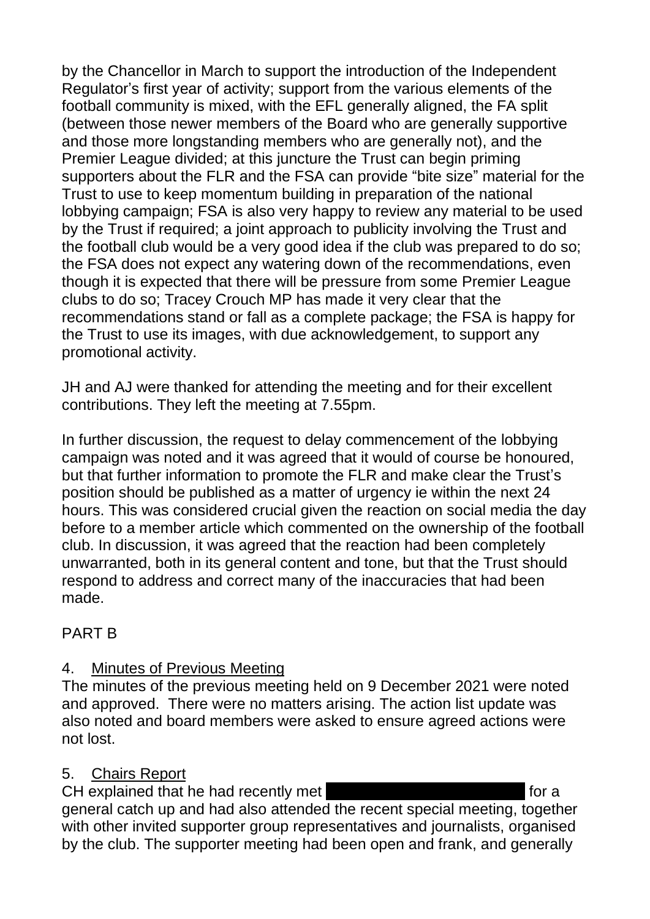by the Chancellor in March to support the introduction of the Independent Regulator's first year of activity; support from the various elements of the football community is mixed, with the EFL generally aligned, the FA split (between those newer members of the Board who are generally supportive and those more longstanding members who are generally not), and the Premier League divided; at this juncture the Trust can begin priming supporters about the FLR and the FSA can provide "bite size" material for the Trust to use to keep momentum building in preparation of the national lobbying campaign; FSA is also very happy to review any material to be used by the Trust if required; a joint approach to publicity involving the Trust and the football club would be a very good idea if the club was prepared to do so; the FSA does not expect any watering down of the recommendations, even though it is expected that there will be pressure from some Premier League clubs to do so; Tracey Crouch MP has made it very clear that the recommendations stand or fall as a complete package; the FSA is happy for the Trust to use its images, with due acknowledgement, to support any promotional activity.

JH and AJ were thanked for attending the meeting and for their excellent contributions. They left the meeting at 7.55pm.

In further discussion, the request to delay commencement of the lobbying campaign was noted and it was agreed that it would of course be honoured, but that further information to promote the FLR and make clear the Trust's position should be published as a matter of urgency ie within the next 24 hours. This was considered crucial given the reaction on social media the day before to a member article which commented on the ownership of the football club. In discussion, it was agreed that the reaction had been completely unwarranted, both in its general content and tone, but that the Trust should respond to address and correct many of the inaccuracies that had been made.

PART B

4. <u>Minutes of Previous Meeting</u>
The minutes of the previous meeting held on 9 December 2021 were noted and approved. There were no matters arising. The action list update was also noted and board members were asked to ensure agreed actions were not lost.

5. <u>Chairs Report</u>
CH explained that he had recently met ██████████ for a general catch up and had also attended the recent special meeting, together with other invited supporter group representatives and journalists, organised by the club. The supporter meeting had been open and frank, and generally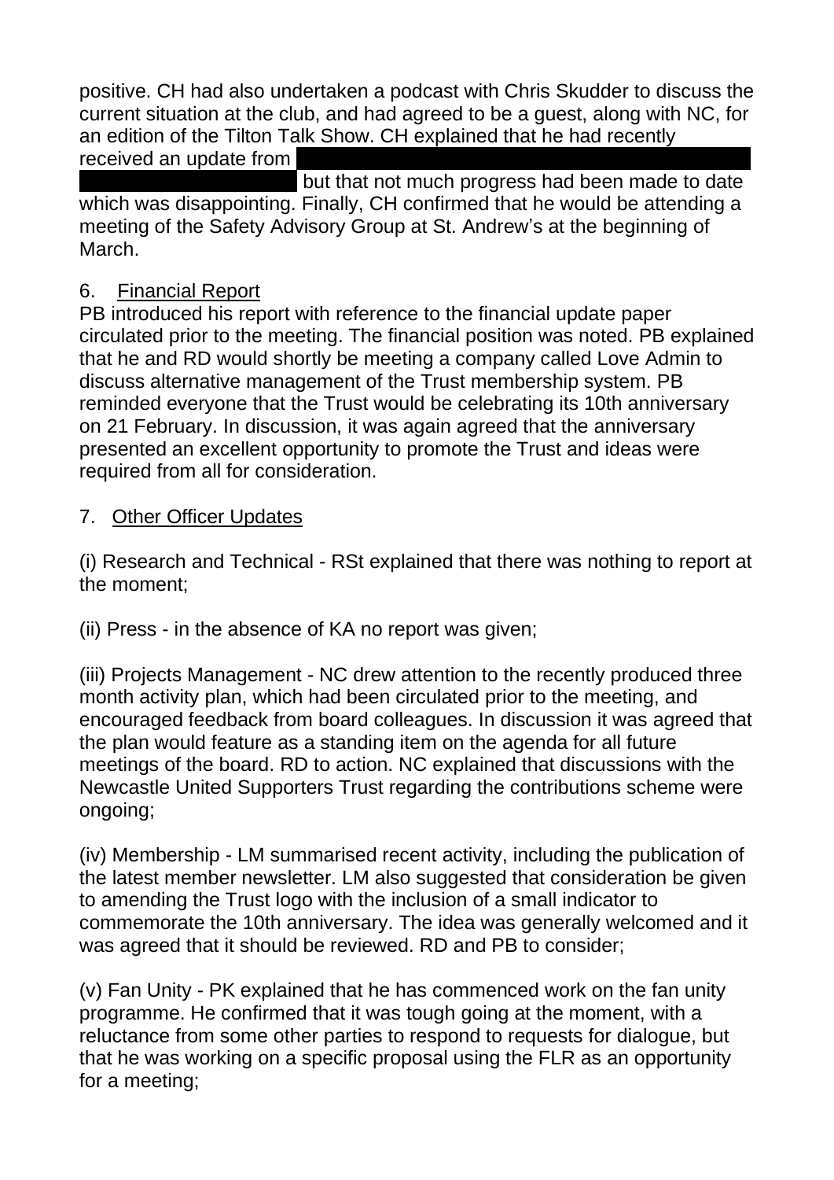positive. CH had also undertaken a podcast with Chris Skudder to discuss the current situation at the club, and had agreed to be a guest, along with NC, for an edition of the Tilton Talk Show. CH explained that he had recently received an update from ██████████████████████ but that not much progress had been made to date which was disappointing. Finally, CH confirmed that he would be attending a meeting of the Safety Advisory Group at St. Andrew's at the beginning of March.

6. Financial Report

PB introduced his report with reference to the financial update paper circulated prior to the meeting. The financial position was noted. PB explained that he and RD would shortly be meeting a company called Love Admin to discuss alternative management of the Trust membership system. PB reminded everyone that the Trust would be celebrating its 10th anniversary on 21 February. In discussion, it was again agreed that the anniversary presented an excellent opportunity to promote the Trust and ideas were required from all for consideration.

7. Other Officer Updates

(i) Research and Technical - RSt explained that there was nothing to report at the moment;

(ii) Press - in the absence of KA no report was given;

(iii) Projects Management - NC drew attention to the recently produced three month activity plan, which had been circulated prior to the meeting, and encouraged feedback from board colleagues. In discussion it was agreed that the plan would feature as a standing item on the agenda for all future meetings of the board. RD to action. NC explained that discussions with the Newcastle United Supporters Trust regarding the contributions scheme were ongoing;

(iv) Membership - LM summarised recent activity, including the publication of the latest member newsletter. LM also suggested that consideration be given to amending the Trust logo with the inclusion of a small indicator to commemorate the 10th anniversary. The idea was generally welcomed and it was agreed that it should be reviewed. RD and PB to consider;

(v) Fan Unity - PK explained that he has commenced work on the fan unity programme. He confirmed that it was tough going at the moment, with a reluctance from some other parties to respond to requests for dialogue, but that he was working on a specific proposal using the FLR as an opportunity for a meeting;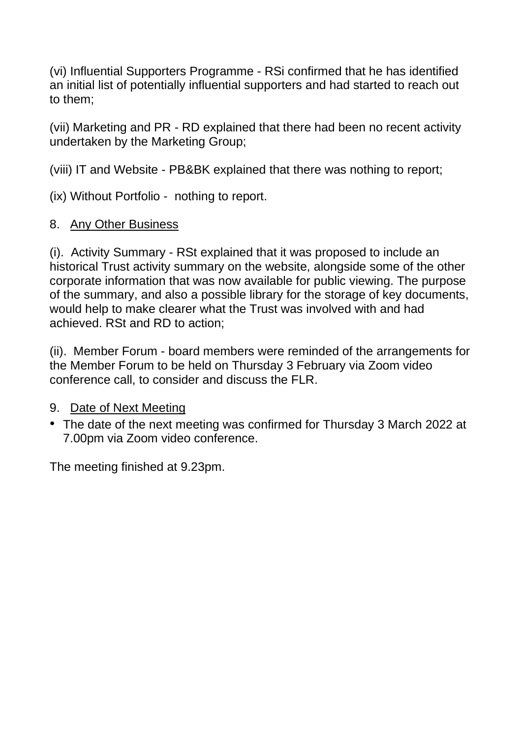(vi) Influential Supporters Programme - RSi confirmed that he has identified an initial list of potentially influential supporters and had started to reach out to them;

(vii) Marketing and PR - RD explained that there had been no recent activity undertaken by the Marketing Group;

(viii) IT and Website - PB&BK explained that there was nothing to report;

(ix) Without Portfolio - nothing to report.

8. Any Other Business

(i). Activity Summary - RSt explained that it was proposed to include an historical Trust activity summary on the website, alongside some of the other corporate information that was now available for public viewing. The purpose of the summary, and also a possible library for the storage of key documents, would help to make clearer what the Trust was involved with and had achieved. RSt and RD to action;

(ii). Member Forum - board members were reminded of the arrangements for the Member Forum to be held on Thursday 3 February via Zoom video conference call, to consider and discuss the FLR.

9. Date of Next Meeting

- The date of the next meeting was confirmed for Thursday 3 March 2022 at 7.00pm via Zoom video conference.

The meeting finished at 9.23pm.